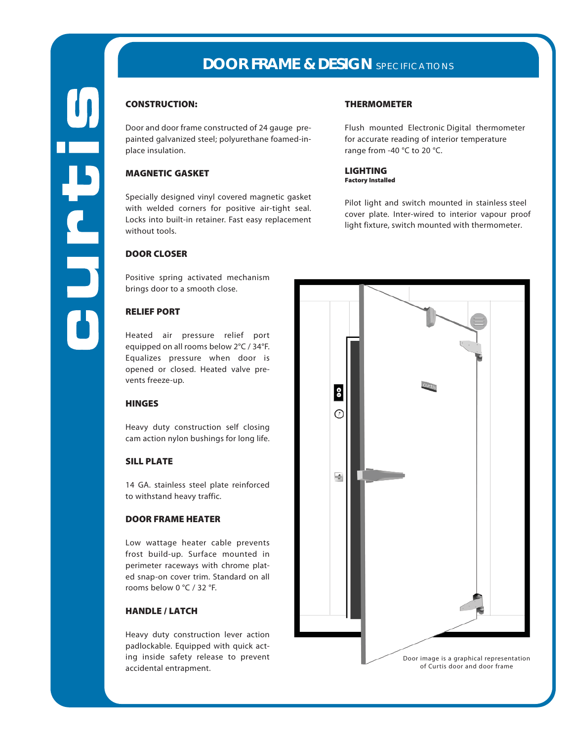# DOOR FRAME & DESIGN SPECIFICATIONS

### CONSTRUCTION:

Door and door frame constructed of 24 gauge pre-painted galvanized steel; polyurethane foamed-in-place insulation.

### MAGNETIC GASKET

Specially designed vinyl covered magnetic gasket with welded corners for positive air-tight seal. Locks into built-in retainer. Fast easy replacement without tools.

### DOOR CLOSER

Positive spring activated mechanism brings door to a smooth close.

### RELIEF PORT

Heated air pressure relief port equipped on all rooms below 2°C / 34°F. Equalizes pressure when door is opened or closed. Heated valve prevents freeze-up.

### HINGES

Heavy duty construction self closing cam action nylon bushings for long life.

### SILL PLATE

14 GA. stainless steel plate reinforced to withstand heavy traffic.

### DOOR FRAME HEATER

Low wattage heater cable prevents frost build-up. Surface mounted in perimeter raceways with chrome plated snap-on cover trim. Standard on all rooms below 0 °C / 32 °F.

### HANDLE / LATCH

Heavy duty construction lever action padlockable. Equipped with quick acting inside safety release to prevent accidental entrapment.

### THERMOMETER

Flush mounted Electronic Digital thermometer for accurate reading of interior temperature range from -40 °C to 20 °C.

### LIGHTING
**Factory Installed**

Pilot light and switch mounted in stainless steel cover plate. Inter-wired to interior vapour proof light fixture, switch mounted with thermometer.

Door image is a graphical representation of Curtis door and door frame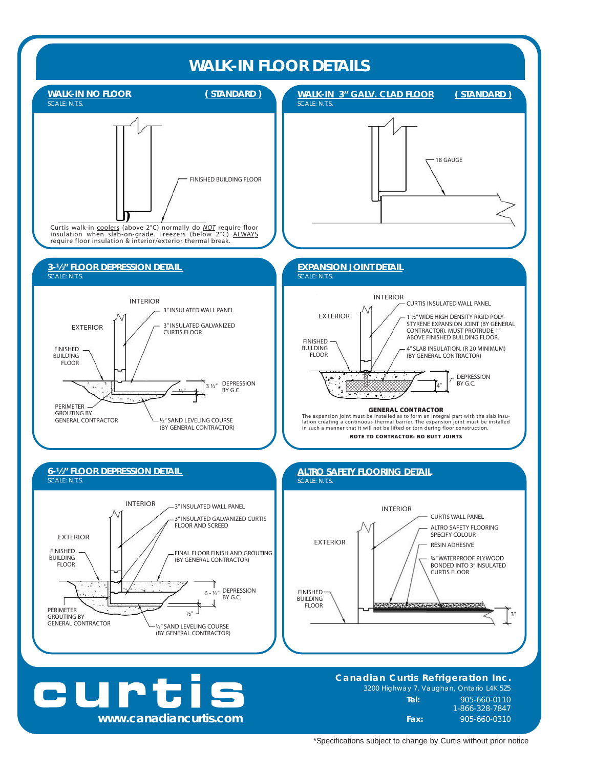# WALK-IN FLOOR DETAILS

## WALK-IN NO FLOOR ( STANDARD )

SCALE: N.T.S.

FINISHED BUILDING FLOOR

Curtis walk-in coolers (above 2°C) normally do *NOT* require floor insulation when slab-on-grade. Freezers (below 2°C) ALWAYS require floor insulation & interior/exterior thermal break.

## WALK-IN 3" GALV. CLAD FLOOR ( STANDARD )

SCALE: N.T.S.

18 GAUGE

## 3-½" FLOOR DEPRESSION DETAIL

SCALE: N.T.S.

INTERIOR

3" INSULATED WALL PANEL

EXTERIOR

3" INSULATED GALVANIZED CURTIS FLOOR

FINISHED BUILDING FLOOR

3 ½" DEPRESSION BY G.C.

½"

PERIMETER GROUTING BY GENERAL CONTRACTOR

½" SAND LEVELING COURSE (BY GENERAL CONTRACTOR)

## EXPANSION JOINT DETAIL

SCALE: N.T.S.

INTERIOR

CURTIS INSULATED WALL PANEL

EXTERIOR

1 ½" WIDE HIGH DENSITY RIGID POLYSTYRENE EXPANSION JOINT (BY GENERAL CONTRACTOR). MUST PROTRUDE 1" ABOVE FINISHED BUILDING FLOOR.

FINISHED BUILDING FLOOR

4" SLAB INSULATION. (R 20 MINIMUM) (BY GENERAL CONTRACTOR)

7" DEPRESSION BY G.C.

4"

**GENERAL CONTRACTOR**

The expansion joint must be installed as to form an integral part with the slab insulation creating a continuous thermal barrier. The expansion joint must be installed in such a manner that it will not be lifted or torn during floor construction.

**NOTE TO CONTRACTOR: NO BUTT JOINTS**

## 6-½" FLOOR DEPRESSION DETAIL

SCALE: N.T.S.

INTERIOR

3" INSULATED WALL PANEL

3" INSULATED GALVANIZED CURTIS FLOOR AND SCREED

EXTERIOR

FINISHED BUILDING FLOOR

FINAL FLOOR FINISH AND GROUTING (BY GENERAL CONTRACTOR)

6 - ½" DEPRESSION BY G.C.

½"

PERIMETER GROUTING BY GENERAL CONTRACTOR

½" SAND LEVELING COURSE (BY GENERAL CONTRACTOR)

## ALTRO SAFETY FLOORING DETAIL

SCALE: N.T.S.

INTERIOR

CURTIS WALL PANEL

ALTRO SAFETY FLOORING SPECIFY COLOUR

EXTERIOR

RESIN ADHESIVE

¾" WATERPROOF PLYWOOD BONDED INTO 3" INSULATED CURTIS FLOOR

FINISHED BUILDING FLOOR

3"

curtis

www.canadiancurtis.com

**Canadian Curtis Refrigeration Inc.**

3200 Highway 7, Vaughan, Ontario L4K 5Z5

**Tel:** 905-660-0110
1-866-328-7847

**Fax:** 905-660-0310

*Specifications subject to change by Curtis without prior notice